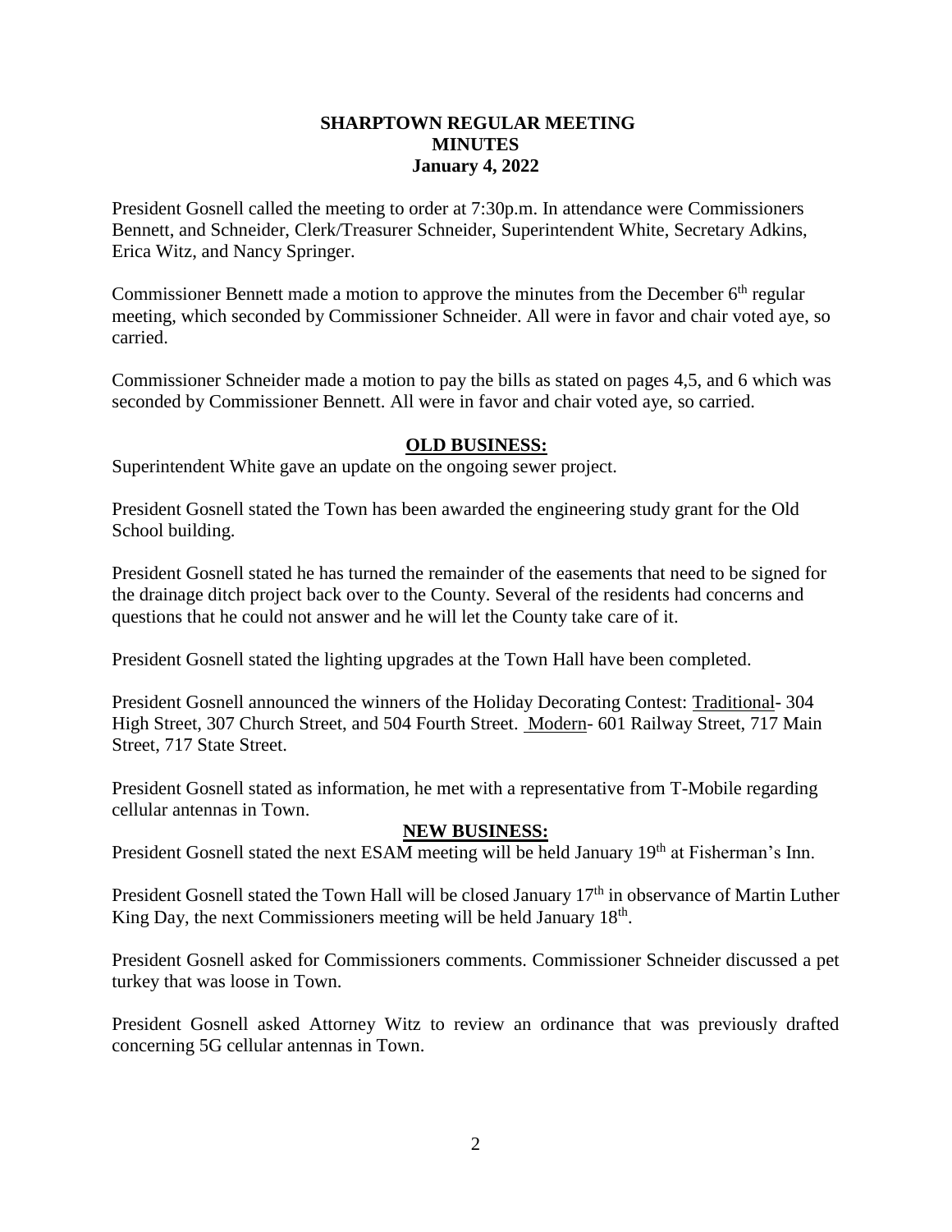# SHARPTOWN REGULAR MEETING MINUTES
## January 4, 2022

President Gosnell called the meeting to order at 7:30p.m. In attendance were Commissioners Bennett, and Schneider, Clerk/Treasurer Schneider, Superintendent White, Secretary Adkins, Erica Witz, and Nancy Springer.

Commissioner Bennett made a motion to approve the minutes from the December 6th regular meeting, which seconded by Commissioner Schneider. All were in favor and chair voted aye, so carried.

Commissioner Schneider made a motion to pay the bills as stated on pages 4,5, and 6 which was seconded by Commissioner Bennett. All were in favor and chair voted aye, so carried.

### OLD BUSINESS:

Superintendent White gave an update on the ongoing sewer project.

President Gosnell stated the Town has been awarded the engineering study grant for the Old School building.

President Gosnell stated he has turned the remainder of the easements that need to be signed for the drainage ditch project back over to the County. Several of the residents had concerns and questions that he could not answer and he will let the County take care of it.

President Gosnell stated the lighting upgrades at the Town Hall have been completed.

President Gosnell announced the winners of the Holiday Decorating Contest: Traditional- 304 High Street, 307 Church Street, and 504 Fourth Street. Modern- 601 Railway Street, 717 Main Street, 717 State Street.

President Gosnell stated as information, he met with a representative from T-Mobile regarding cellular antennas in Town.

### NEW BUSINESS:

President Gosnell stated the next ESAM meeting will be held January 19th at Fisherman's Inn.

President Gosnell stated the Town Hall will be closed January 17th in observance of Martin Luther King Day, the next Commissioners meeting will be held January 18th.

President Gosnell asked for Commissioners comments. Commissioner Schneider discussed a pet turkey that was loose in Town.

President Gosnell asked Attorney Witz to review an ordinance that was previously drafted concerning 5G cellular antennas in Town.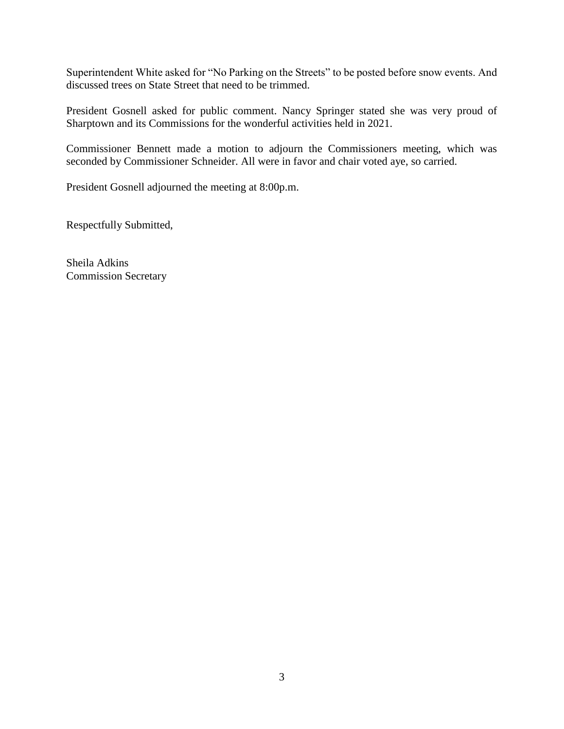Superintendent White asked for "No Parking on the Streets" to be posted before snow events. And discussed trees on State Street that need to be trimmed.

President Gosnell asked for public comment. Nancy Springer stated she was very proud of Sharptown and its Commissions for the wonderful activities held in 2021.

Commissioner Bennett made a motion to adjourn the Commissioners meeting, which was seconded by Commissioner Schneider. All were in favor and chair voted aye, so carried.

President Gosnell adjourned the meeting at 8:00p.m.

Respectfully Submitted,

Sheila Adkins
Commission Secretary